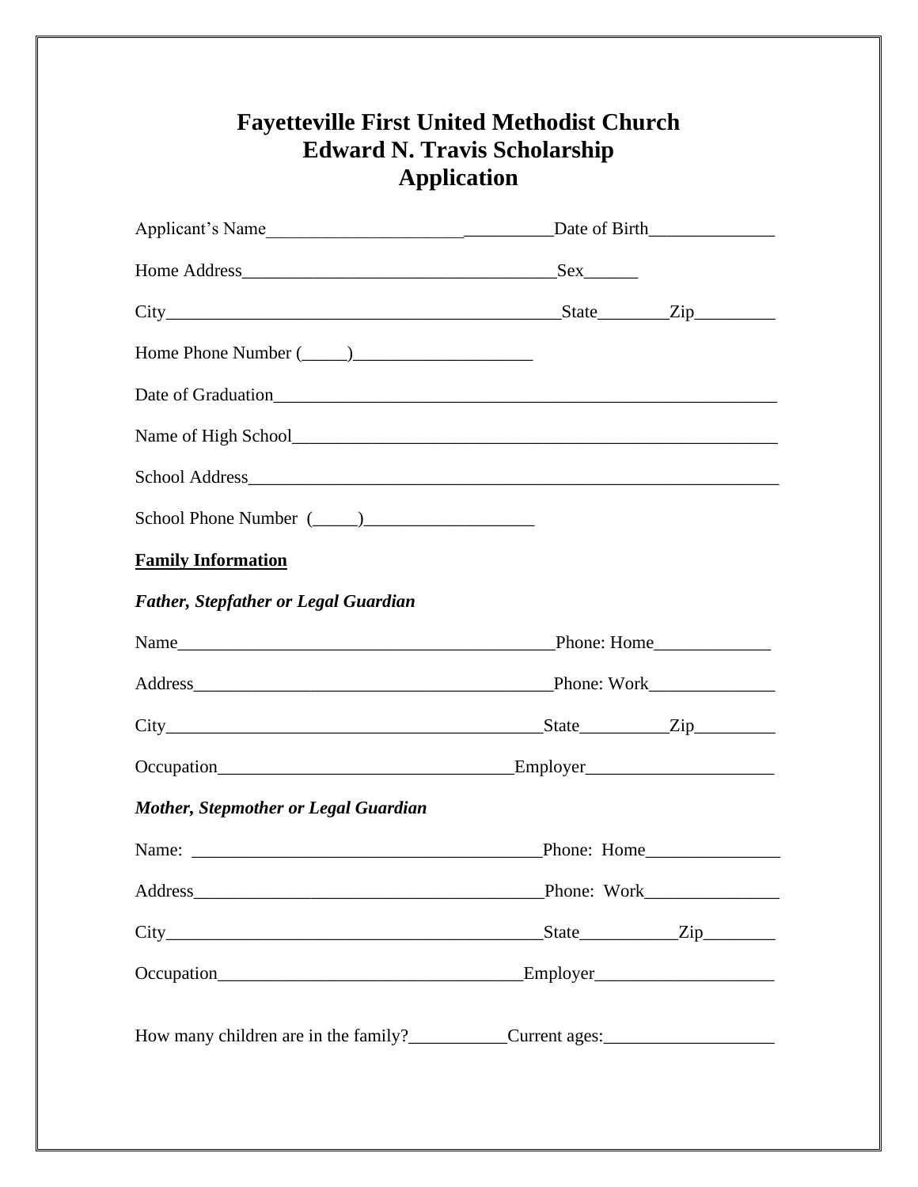# Fayetteville First United Methodist Church
# Edward N. Travis Scholarship
# Application

Applicant's Name________________________________Date of Birth______________

Home Address___________________________________Sex______

City_____________________________________________State________Zip_________

Home Phone Number (_____)____________________

Date of Graduation__________________________________________________________

Name of High School_________________________________________________________

School Address______________________________________________________________

School Phone Number (_____)___________________

**Family Information**

***Father, Stepfather or Legal Guardian***

Name____________________________________________Phone: Home_____________

Address_________________________________________Phone: Work______________

City___________________________________________State__________Zip_________

Occupation__________________________________Employer_____________________

***Mother, Stepmother or Legal Guardian***

Name: ________________________________________Phone: Home_______________

Address_______________________________________Phone: Work_______________

City___________________________________________State___________Zip________

Occupation___________________________________Employer____________________

How many children are in the family?___________Current ages:___________________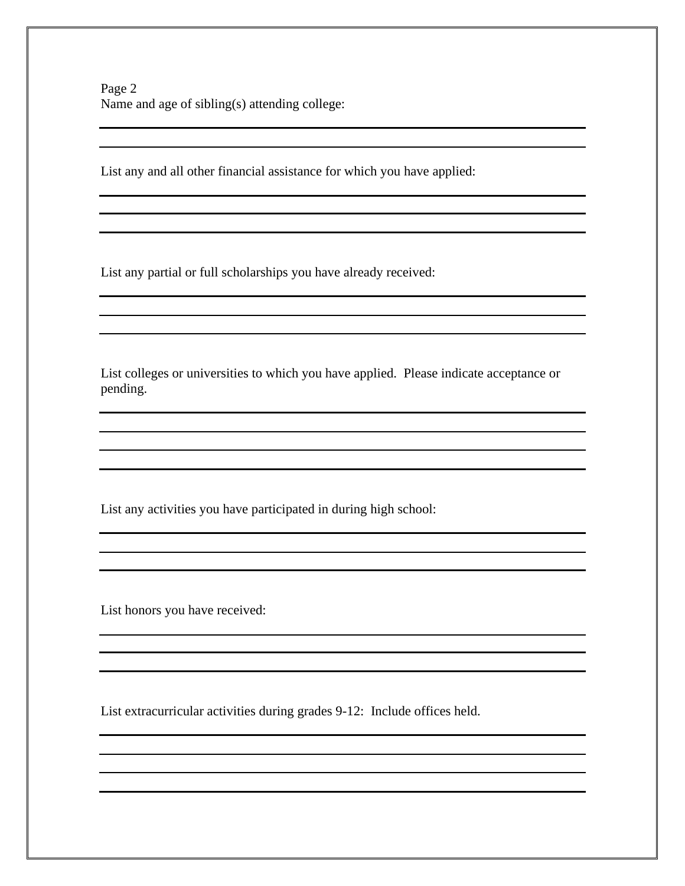Name and age of sibling(s) attending college:

\_\_\_\_\_\_\_\_\_\_\_\_\_\_\_\_\_\_\_\_\_\_\_\_\_\_\_\_\_\_\_\_\_\_\_\_\_\_\_\_\_\_\_\_\_\_\_\_\_\_\_\_\_\_\_\_\_\_\_\_

\_\_\_\_\_\_\_\_\_\_\_\_\_\_\_\_\_\_\_\_\_\_\_\_\_\_\_\_\_\_\_\_\_\_\_\_\_\_\_\_\_\_\_\_\_\_\_\_\_\_\_\_\_\_\_\_\_\_\_\_

List any and all other financial assistance for which you have applied:

\_\_\_\_\_\_\_\_\_\_\_\_\_\_\_\_\_\_\_\_\_\_\_\_\_\_\_\_\_\_\_\_\_\_\_\_\_\_\_\_\_\_\_\_\_\_\_\_\_\_\_\_\_\_\_\_\_\_\_\_

\_\_\_\_\_\_\_\_\_\_\_\_\_\_\_\_\_\_\_\_\_\_\_\_\_\_\_\_\_\_\_\_\_\_\_\_\_\_\_\_\_\_\_\_\_\_\_\_\_\_\_\_\_\_\_\_\_\_\_\_

\_\_\_\_\_\_\_\_\_\_\_\_\_\_\_\_\_\_\_\_\_\_\_\_\_\_\_\_\_\_\_\_\_\_\_\_\_\_\_\_\_\_\_\_\_\_\_\_\_\_\_\_\_\_\_\_\_\_\_\_

List any partial or full scholarships you have already received:

\_\_\_\_\_\_\_\_\_\_\_\_\_\_\_\_\_\_\_\_\_\_\_\_\_\_\_\_\_\_\_\_\_\_\_\_\_\_\_\_\_\_\_\_\_\_\_\_\_\_\_\_\_\_\_\_\_\_\_\_

\_\_\_\_\_\_\_\_\_\_\_\_\_\_\_\_\_\_\_\_\_\_\_\_\_\_\_\_\_\_\_\_\_\_\_\_\_\_\_\_\_\_\_\_\_\_\_\_\_\_\_\_\_\_\_\_\_\_\_\_

\_\_\_\_\_\_\_\_\_\_\_\_\_\_\_\_\_\_\_\_\_\_\_\_\_\_\_\_\_\_\_\_\_\_\_\_\_\_\_\_\_\_\_\_\_\_\_\_\_\_\_\_\_\_\_\_\_\_\_\_

List colleges or universities to which you have applied. Please indicate acceptance or pending.

\_\_\_\_\_\_\_\_\_\_\_\_\_\_\_\_\_\_\_\_\_\_\_\_\_\_\_\_\_\_\_\_\_\_\_\_\_\_\_\_\_\_\_\_\_\_\_\_\_\_\_\_\_\_\_\_\_\_\_\_

\_\_\_\_\_\_\_\_\_\_\_\_\_\_\_\_\_\_\_\_\_\_\_\_\_\_\_\_\_\_\_\_\_\_\_\_\_\_\_\_\_\_\_\_\_\_\_\_\_\_\_\_\_\_\_\_\_\_\_\_

\_\_\_\_\_\_\_\_\_\_\_\_\_\_\_\_\_\_\_\_\_\_\_\_\_\_\_\_\_\_\_\_\_\_\_\_\_\_\_\_\_\_\_\_\_\_\_\_\_\_\_\_\_\_\_\_\_\_\_\_

\_\_\_\_\_\_\_\_\_\_\_\_\_\_\_\_\_\_\_\_\_\_\_\_\_\_\_\_\_\_\_\_\_\_\_\_\_\_\_\_\_\_\_\_\_\_\_\_\_\_\_\_\_\_\_\_\_\_\_\_

List any activities you have participated in during high school:

\_\_\_\_\_\_\_\_\_\_\_\_\_\_\_\_\_\_\_\_\_\_\_\_\_\_\_\_\_\_\_\_\_\_\_\_\_\_\_\_\_\_\_\_\_\_\_\_\_\_\_\_\_\_\_\_\_\_\_\_

\_\_\_\_\_\_\_\_\_\_\_\_\_\_\_\_\_\_\_\_\_\_\_\_\_\_\_\_\_\_\_\_\_\_\_\_\_\_\_\_\_\_\_\_\_\_\_\_\_\_\_\_\_\_\_\_\_\_\_\_

\_\_\_\_\_\_\_\_\_\_\_\_\_\_\_\_\_\_\_\_\_\_\_\_\_\_\_\_\_\_\_\_\_\_\_\_\_\_\_\_\_\_\_\_\_\_\_\_\_\_\_\_\_\_\_\_\_\_\_\_

List honors you have received:

\_\_\_\_\_\_\_\_\_\_\_\_\_\_\_\_\_\_\_\_\_\_\_\_\_\_\_\_\_\_\_\_\_\_\_\_\_\_\_\_\_\_\_\_\_\_\_\_\_\_\_\_\_\_\_\_\_\_\_\_

\_\_\_\_\_\_\_\_\_\_\_\_\_\_\_\_\_\_\_\_\_\_\_\_\_\_\_\_\_\_\_\_\_\_\_\_\_\_\_\_\_\_\_\_\_\_\_\_\_\_\_\_\_\_\_\_\_\_\_\_

\_\_\_\_\_\_\_\_\_\_\_\_\_\_\_\_\_\_\_\_\_\_\_\_\_\_\_\_\_\_\_\_\_\_\_\_\_\_\_\_\_\_\_\_\_\_\_\_\_\_\_\_\_\_\_\_\_\_\_\_

List extracurricular activities during grades 9-12: Include offices held.

\_\_\_\_\_\_\_\_\_\_\_\_\_\_\_\_\_\_\_\_\_\_\_\_\_\_\_\_\_\_\_\_\_\_\_\_\_\_\_\_\_\_\_\_\_\_\_\_\_\_\_\_\_\_\_\_\_\_\_\_

\_\_\_\_\_\_\_\_\_\_\_\_\_\_\_\_\_\_\_\_\_\_\_\_\_\_\_\_\_\_\_\_\_\_\_\_\_\_\_\_\_\_\_\_\_\_\_\_\_\_\_\_\_\_\_\_\_\_\_\_

\_\_\_\_\_\_\_\_\_\_\_\_\_\_\_\_\_\_\_\_\_\_\_\_\_\_\_\_\_\_\_\_\_\_\_\_\_\_\_\_\_\_\_\_\_\_\_\_\_\_\_\_\_\_\_\_\_\_\_\_

\_\_\_\_\_\_\_\_\_\_\_\_\_\_\_\_\_\_\_\_\_\_\_\_\_\_\_\_\_\_\_\_\_\_\_\_\_\_\_\_\_\_\_\_\_\_\_\_\_\_\_\_\_\_\_\_\_\_\_\_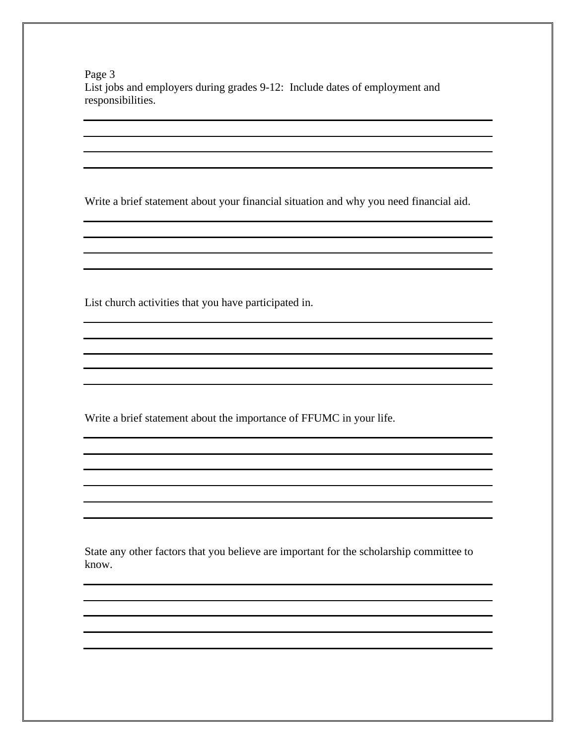List jobs and employers during grades 9-12: Include dates of employment and responsibilities.

_______________________________________________________________________________

_______________________________________________________________________________

_______________________________________________________________________________

_______________________________________________________________________________

Write a brief statement about your financial situation and why you need financial aid.

_______________________________________________________________________________

_______________________________________________________________________________

_______________________________________________________________________________

_______________________________________________________________________________

List church activities that you have participated in.

_______________________________________________________________________________

_______________________________________________________________________________

_______________________________________________________________________________

_______________________________________________________________________________

_______________________________________________________________________________

Write a brief statement about the importance of FFUMC in your life.

_______________________________________________________________________________

_______________________________________________________________________________

_______________________________________________________________________________

_______________________________________________________________________________

_______________________________________________________________________________

_______________________________________________________________________________

State any other factors that you believe are important for the scholarship committee to know.

_______________________________________________________________________________

_______________________________________________________________________________

_______________________________________________________________________________

_______________________________________________________________________________

_______________________________________________________________________________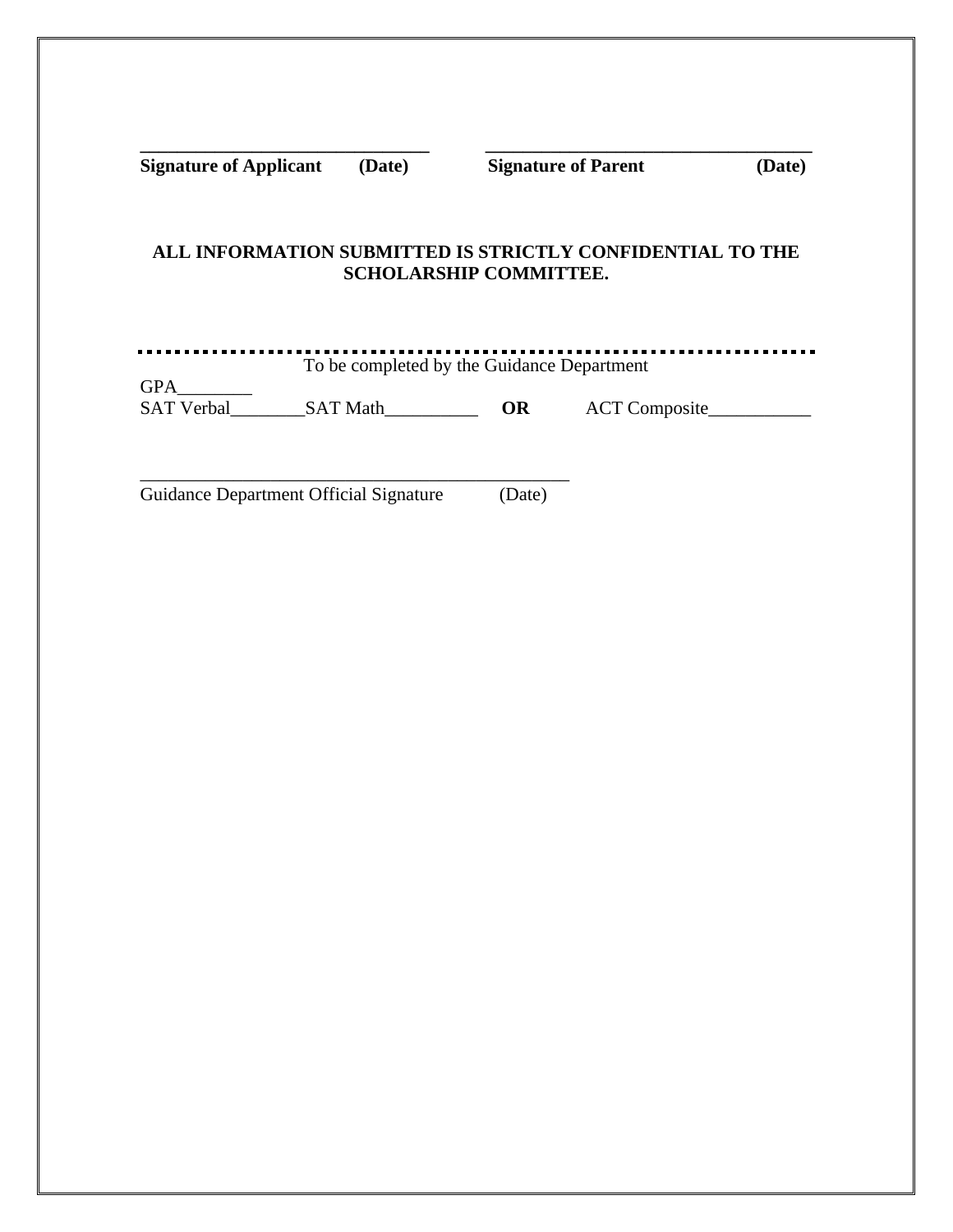________________________________ ____________________________________

**Signature of Applicant (Date) Signature of Parent (Date)**

**ALL INFORMATION SUBMITTED IS STRICTLY CONFIDENTIAL TO THE SCHOLARSHIP COMMITTEE.**

..........................................................................

To be completed by the Guidance Department

GPA________

SAT Verbal________SAT Math__________ **OR** ACT Composite___________

_______________________________________________

Guidance Department Official Signature (Date)